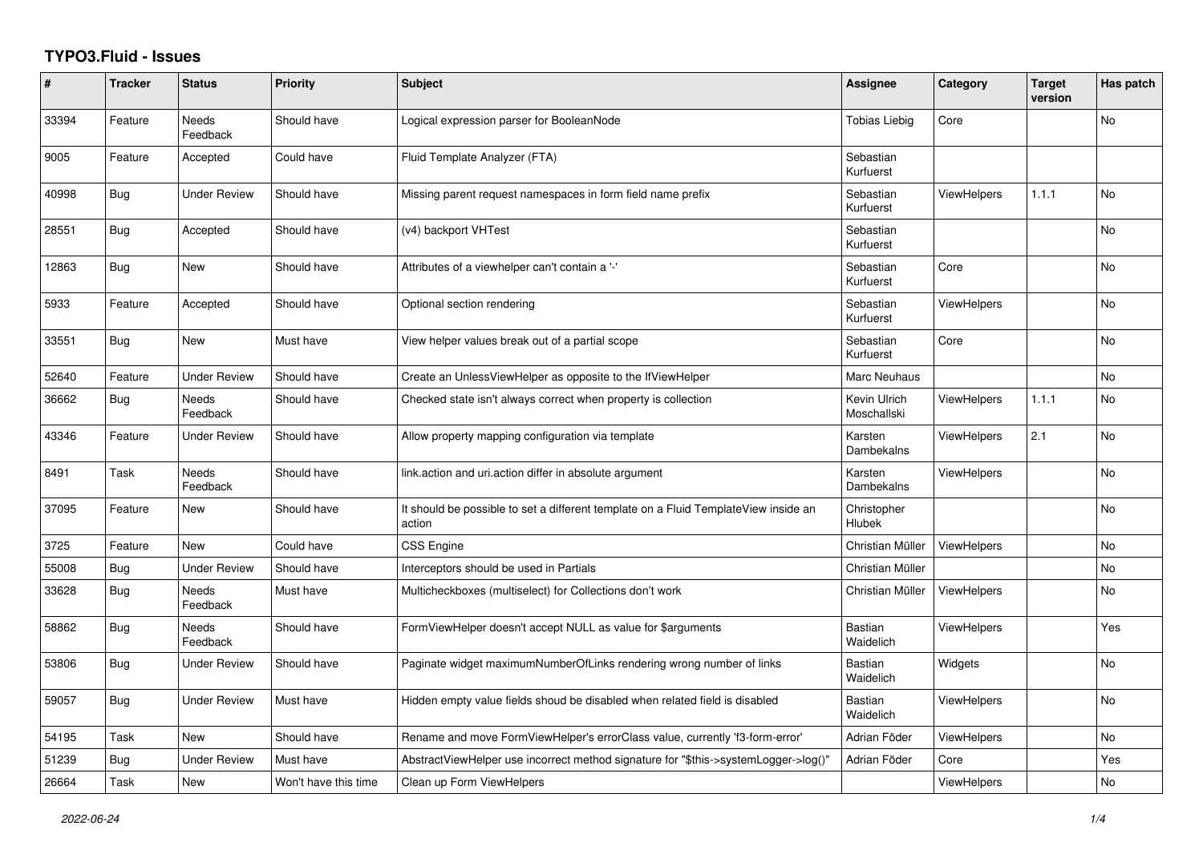# TYPO3.Fluid - Issues

| # | Tracker | Status | Priority | Subject | Assignee | Category | Target version | Has patch |
|---|---|---|---|---|---|---|---|---|
| 33394 | Feature | Needs Feedback | Should have | Logical expression parser for BooleanNode | Tobias Liebig | Core | | No |
| 9005 | Feature | Accepted | Could have | Fluid Template Analyzer (FTA) | Sebastian Kurfuerst | | | |
| 40998 | Bug | Under Review | Should have | Missing parent request namespaces in form field name prefix | Sebastian Kurfuerst | ViewHelpers | 1.1.1 | No |
| 28551 | Bug | Accepted | Should have | (v4) backport VHTest | Sebastian Kurfuerst | | | No |
| 12863 | Bug | New | Should have | Attributes of a viewhelper can't contain a '-' | Sebastian Kurfuerst | Core | | No |
| 5933 | Feature | Accepted | Should have | Optional section rendering | Sebastian Kurfuerst | ViewHelpers | | No |
| 33551 | Bug | New | Must have | View helper values break out of a partial scope | Sebastian Kurfuerst | Core | | No |
| 52640 | Feature | Under Review | Should have | Create an UnlessViewHelper as opposite to the IfViewHelper | Marc Neuhaus | | | No |
| 36662 | Bug | Needs Feedback | Should have | Checked state isn't always correct when property is collection | Kevin Ulrich Moschallski | ViewHelpers | 1.1.1 | No |
| 43346 | Feature | Under Review | Should have | Allow property mapping configuration via template | Karsten Dambekalns | ViewHelpers | 2.1 | No |
| 8491 | Task | Needs Feedback | Should have | link.action and uri.action differ in absolute argument | Karsten Dambekalns | ViewHelpers | | No |
| 37095 | Feature | New | Should have | It should be possible to set a different template on a Fluid TemplateView inside an action | Christopher Hlubek | | | No |
| 3725 | Feature | New | Could have | CSS Engine | Christian Müller | ViewHelpers | | No |
| 55008 | Bug | Under Review | Should have | Interceptors should be used in Partials | Christian Müller | | | No |
| 33628 | Bug | Needs Feedback | Must have | Multicheckboxes (multiselect) for Collections don't work | Christian Müller | ViewHelpers | | No |
| 58862 | Bug | Needs Feedback | Should have | FormViewHelper doesn't accept NULL as value for $arguments | Bastian Waidelich | ViewHelpers | | Yes |
| 53806 | Bug | Under Review | Should have | Paginate widget maximumNumberOfLinks rendering wrong number of links | Bastian Waidelich | Widgets | | No |
| 59057 | Bug | Under Review | Must have | Hidden empty value fields shoud be disabled when related field is disabled | Bastian Waidelich | ViewHelpers | | No |
| 54195 | Task | New | Should have | Rename and move FormViewHelper's errorClass value, currently 'f3-form-error' | Adrian Föder | ViewHelpers | | No |
| 51239 | Bug | Under Review | Must have | AbstractViewHelper use incorrect method signature for "$this->systemLogger->log()" | Adrian Föder | Core | | Yes |
| 26664 | Task | New | Won't have this time | Clean up Form ViewHelpers | | ViewHelpers | | No |

*2022-06-24*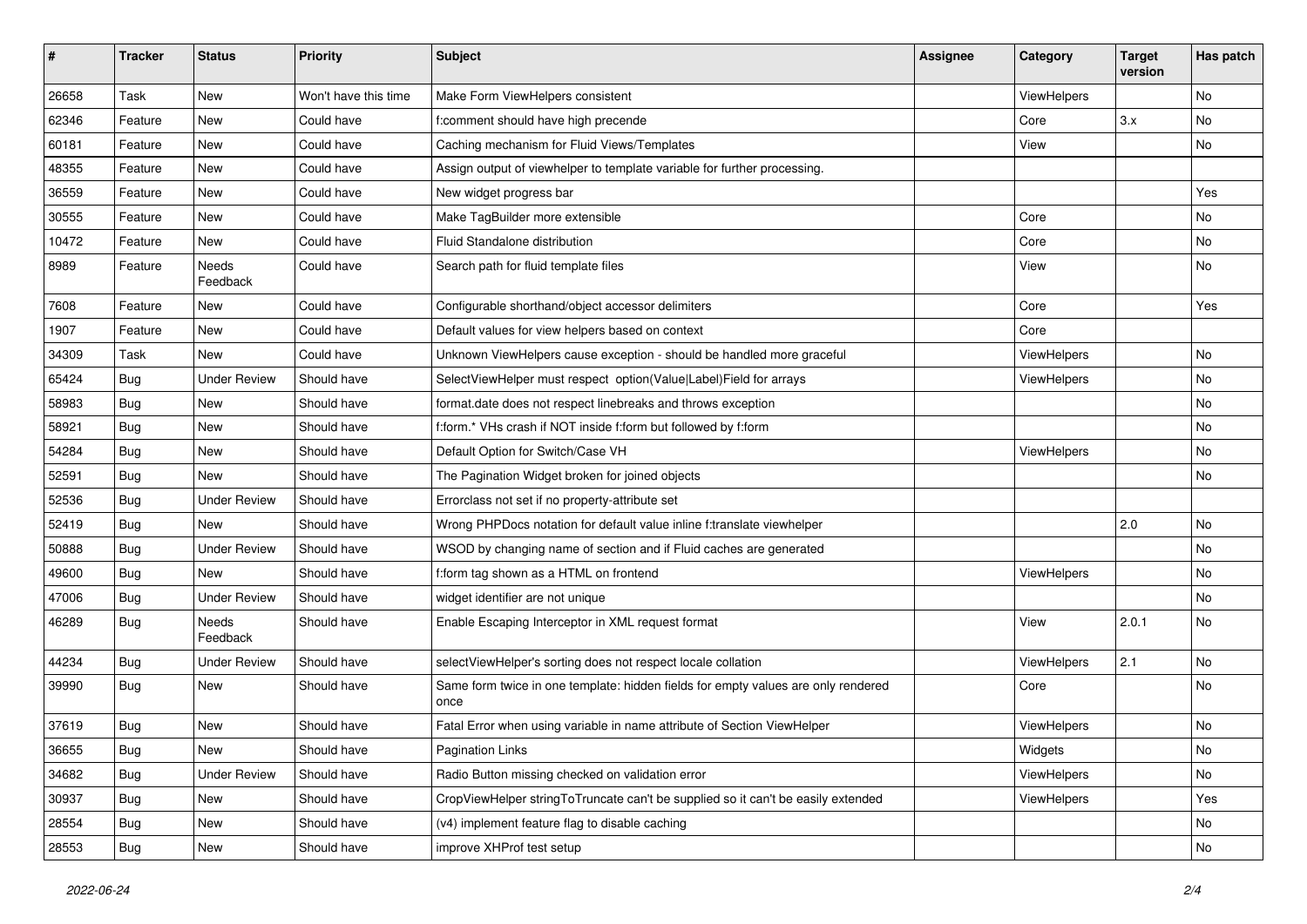| # | Tracker | Status | Priority | Subject | Assignee | Category | Target version | Has patch |
|---|---|---|---|---|---|---|---|---|
| 26658 | Task | New | Won't have this time | Make Form ViewHelpers consistent | | ViewHelpers | | No |
| 62346 | Feature | New | Could have | f:comment should have high precende | | Core | 3.x | No |
| 60181 | Feature | New | Could have | Caching mechanism for Fluid Views/Templates | | View | | No |
| 48355 | Feature | New | Could have | Assign output of viewhelper to template variable for further processing. | | | | |
| 36559 | Feature | New | Could have | New widget progress bar | | | | Yes |
| 30555 | Feature | New | Could have | Make TagBuilder more extensible | | Core | | No |
| 10472 | Feature | New | Could have | Fluid Standalone distribution | | Core | | No |
| 8989 | Feature | Needs Feedback | Could have | Search path for fluid template files | | View | | No |
| 7608 | Feature | New | Could have | Configurable shorthand/object accessor delimiters | | Core | | Yes |
| 1907 | Feature | New | Could have | Default values for view helpers based on context | | Core | | |
| 34309 | Task | New | Could have | Unknown ViewHelpers cause exception - should be handled more graceful | | ViewHelpers | | No |
| 65424 | Bug | Under Review | Should have | SelectViewHelper must respect option(Value\|Label)Field for arrays | | ViewHelpers | | No |
| 58983 | Bug | New | Should have | format.date does not respect linebreaks and throws exception | | | | No |
| 58921 | Bug | New | Should have | f:form.* VHs crash if NOT inside f:form but followed by f:form | | | | No |
| 54284 | Bug | New | Should have | Default Option for Switch/Case VH | | ViewHelpers | | No |
| 52591 | Bug | New | Should have | The Pagination Widget broken for joined objects | | | | No |
| 52536 | Bug | Under Review | Should have | Errorclass not set if no property-attribute set | | | | |
| 52419 | Bug | New | Should have | Wrong PHPDocs notation for default value inline f:translate viewhelper | | | 2.0 | No |
| 50888 | Bug | Under Review | Should have | WSOD by changing name of section and if Fluid caches are generated | | | | No |
| 49600 | Bug | New | Should have | f:form tag shown as a HTML on frontend | | ViewHelpers | | No |
| 47006 | Bug | Under Review | Should have | widget identifier are not unique | | | | No |
| 46289 | Bug | Needs Feedback | Should have | Enable Escaping Interceptor in XML request format | | View | 2.0.1 | No |
| 44234 | Bug | Under Review | Should have | selectViewHelper's sorting does not respect locale collation | | ViewHelpers | 2.1 | No |
| 39990 | Bug | New | Should have | Same form twice in one template: hidden fields for empty values are only rendered once | | Core | | No |
| 37619 | Bug | New | Should have | Fatal Error when using variable in name attribute of Section ViewHelper | | ViewHelpers | | No |
| 36655 | Bug | New | Should have | Pagination Links | | Widgets | | No |
| 34682 | Bug | Under Review | Should have | Radio Button missing checked on validation error | | ViewHelpers | | No |
| 30937 | Bug | New | Should have | CropViewHelper stringToTruncate can't be supplied so it can't be easily extended | | ViewHelpers | | Yes |
| 28554 | Bug | New | Should have | (v4) implement feature flag to disable caching | | | | No |
| 28553 | Bug | New | Should have | improve XHProf test setup | | | | No |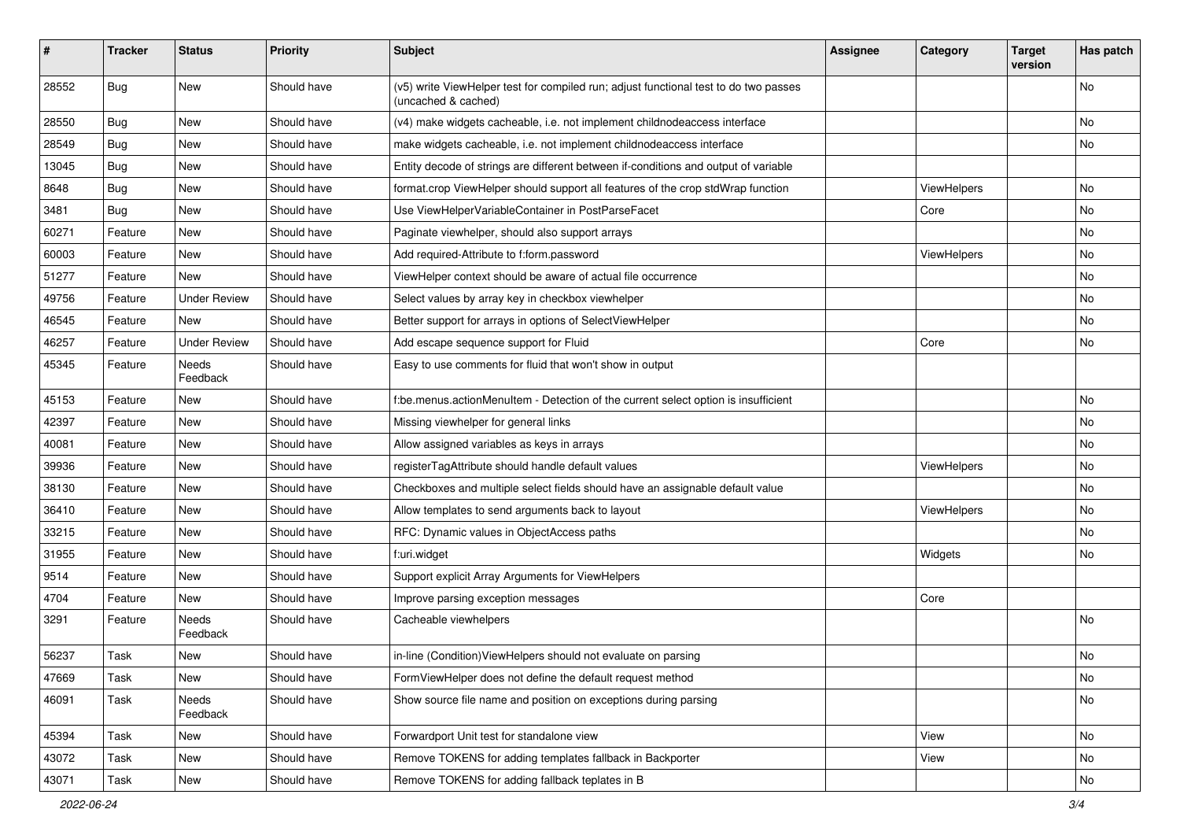| # | Tracker | Status | Priority | Subject | Assignee | Category | Target version | Has patch |
|---|---|---|---|---|---|---|---|---|
| 28552 | Bug | New | Should have | (v5) write ViewHelper test for compiled run; adjust functional test to do two passes (uncached & cached) | | | | No |
| 28550 | Bug | New | Should have | (v4) make widgets cacheable, i.e. not implement childnodeaccess interface | | | | No |
| 28549 | Bug | New | Should have | make widgets cacheable, i.e. not implement childnodeaccess interface | | | | No |
| 13045 | Bug | New | Should have | Entity decode of strings are different between if-conditions and output of variable | | | | |
| 8648 | Bug | New | Should have | format.crop ViewHelper should support all features of the crop stdWrap function | | ViewHelpers | | No |
| 3481 | Bug | New | Should have | Use ViewHelperVariableContainer in PostParseFacet | | Core | | No |
| 60271 | Feature | New | Should have | Paginate viewhelper, should also support arrays | | | | No |
| 60003 | Feature | New | Should have | Add required-Attribute to f:form.password | | ViewHelpers | | No |
| 51277 | Feature | New | Should have | ViewHelper context should be aware of actual file occurrence | | | | No |
| 49756 | Feature | Under Review | Should have | Select values by array key in checkbox viewhelper | | | | No |
| 46545 | Feature | New | Should have | Better support for arrays in options of SelectViewHelper | | | | No |
| 46257 | Feature | Under Review | Should have | Add escape sequence support for Fluid | | Core | | No |
| 45345 | Feature | Needs Feedback | Should have | Easy to use comments for fluid that won't show in output | | | | |
| 45153 | Feature | New | Should have | f:be.menus.actionMenuItem - Detection of the current select option is insufficient | | | | No |
| 42397 | Feature | New | Should have | Missing viewhelper for general links | | | | No |
| 40081 | Feature | New | Should have | Allow assigned variables as keys in arrays | | | | No |
| 39936 | Feature | New | Should have | registerTagAttribute should handle default values | | ViewHelpers | | No |
| 38130 | Feature | New | Should have | Checkboxes and multiple select fields should have an assignable default value | | | | No |
| 36410 | Feature | New | Should have | Allow templates to send arguments back to layout | | ViewHelpers | | No |
| 33215 | Feature | New | Should have | RFC: Dynamic values in ObjectAccess paths | | | | No |
| 31955 | Feature | New | Should have | f:uri.widget | | Widgets | | No |
| 9514 | Feature | New | Should have | Support explicit Array Arguments for ViewHelpers | | | | |
| 4704 | Feature | New | Should have | Improve parsing exception messages | | Core | | |
| 3291 | Feature | Needs Feedback | Should have | Cacheable viewhelpers | | | | No |
| 56237 | Task | New | Should have | in-line (Condition)ViewHelpers should not evaluate on parsing | | | | No |
| 47669 | Task | New | Should have | FormViewHelper does not define the default request method | | | | No |
| 46091 | Task | Needs Feedback | Should have | Show source file name and position on exceptions during parsing | | | | No |
| 45394 | Task | New | Should have | Forwardport Unit test for standalone view | | View | | No |
| 43072 | Task | New | Should have | Remove TOKENS for adding templates fallback in Backporter | | View | | No |
| 43071 | Task | New | Should have | Remove TOKENS for adding fallback teplates in B | | | | No |

2022-06-24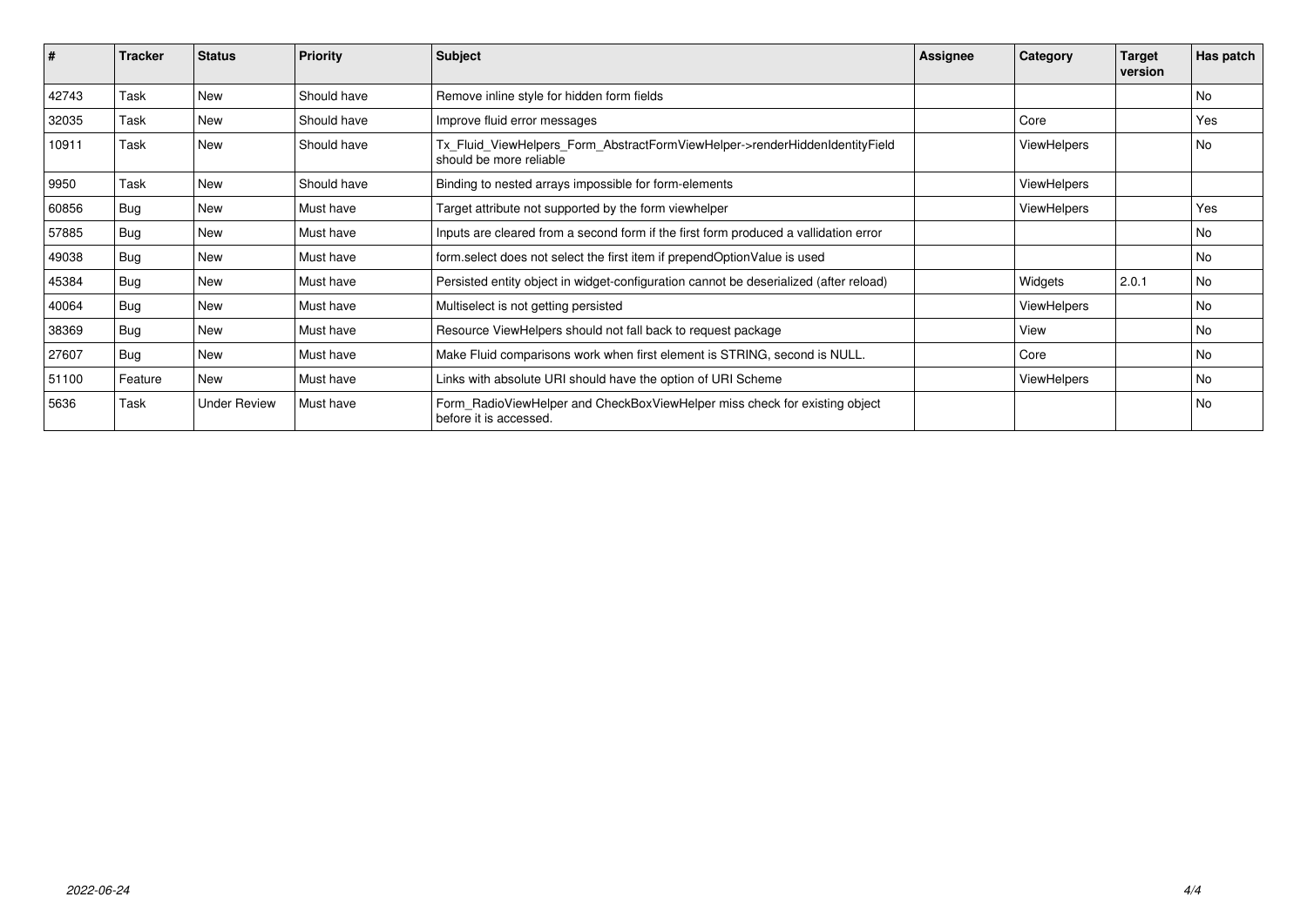| # | Tracker | Status | Priority | Subject | Assignee | Category | Target version | Has patch |
|---|---|---|---|---|---|---|---|---|
| 42743 | Task | New | Should have | Remove inline style for hidden form fields | | | | No |
| 32035 | Task | New | Should have | Improve fluid error messages | | Core | | Yes |
| 10911 | Task | New | Should have | Tx_Fluid_ViewHelpers_Form_AbstractFormViewHelper->renderHiddenIdentityField should be more reliable | | ViewHelpers | | No |
| 9950 | Task | New | Should have | Binding to nested arrays impossible for form-elements | | ViewHelpers | | |
| 60856 | Bug | New | Must have | Target attribute not supported by the form viewhelper | | ViewHelpers | | Yes |
| 57885 | Bug | New | Must have | Inputs are cleared from a second form if the first form produced a vallidation error | | | | No |
| 49038 | Bug | New | Must have | form.select does not select the first item if prependOptionValue is used | | | | No |
| 45384 | Bug | New | Must have | Persisted entity object in widget-configuration cannot be deserialized (after reload) | | Widgets | 2.0.1 | No |
| 40064 | Bug | New | Must have | Multiselect is not getting persisted | | ViewHelpers | | No |
| 38369 | Bug | New | Must have | Resource ViewHelpers should not fall back to request package | | View | | No |
| 27607 | Bug | New | Must have | Make Fluid comparisons work when first element is STRING, second is NULL. | | Core | | No |
| 51100 | Feature | New | Must have | Links with absolute URI should have the option of URI Scheme | | ViewHelpers | | No |
| 5636 | Task | Under Review | Must have | Form_RadioViewHelper and CheckBoxViewHelper miss check for existing object before it is accessed. | | | | No |

*2022-06-24*